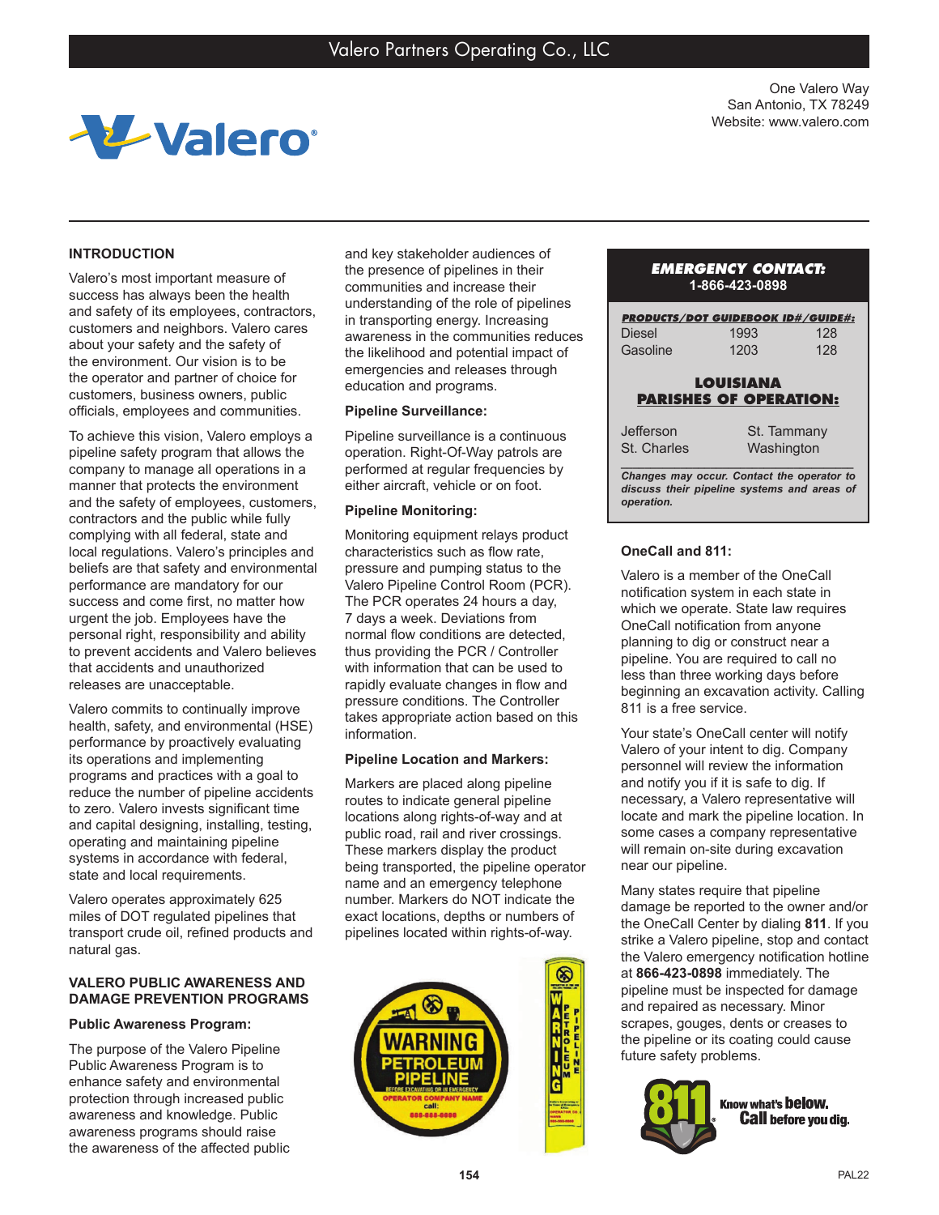# Valero Partners Operating Co., LLC

One Valero Way
San Antonio, TX 78249
Website: www.valero.com

## INTRODUCTION

Valero's most important measure of success has always been the health and safety of its employees, contractors, customers and neighbors. Valero cares about your safety and the safety of the environment. Our vision is to be the operator and partner of choice for customers, business owners, public officials, employees and communities.

To achieve this vision, Valero employs a pipeline safety program that allows the company to manage all operations in a manner that protects the environment and the safety of employees, customers, contractors and the public while fully complying with all federal, state and local regulations. Valero's principles and beliefs are that safety and environmental performance are mandatory for our success and come first, no matter how urgent the job. Employees have the personal right, responsibility and ability to prevent accidents and Valero believes that accidents and unauthorized releases are unacceptable.

Valero commits to continually improve health, safety, and environmental (HSE) performance by proactively evaluating its operations and implementing programs and practices with a goal to reduce the number of pipeline accidents to zero. Valero invests significant time and capital designing, installing, testing, operating and maintaining pipeline systems in accordance with federal, state and local requirements.

Valero operates approximately 625 miles of DOT regulated pipelines that transport crude oil, refined products and natural gas.

## VALERO PUBLIC AWARENESS AND DAMAGE PREVENTION PROGRAMS

### Public Awareness Program:

The purpose of the Valero Pipeline Public Awareness Program is to enhance safety and environmental protection through increased public awareness and knowledge. Public awareness programs should raise the awareness of the affected public and key stakeholder audiences of the presence of pipelines in their communities and increase their understanding of the role of pipelines in transporting energy. Increasing awareness in the communities reduces the likelihood and potential impact of emergencies and releases through education and programs.

### Pipeline Surveillance:

Pipeline surveillance is a continuous operation. Right-Of-Way patrols are performed at regular frequencies by either aircraft, vehicle or on foot.

### Pipeline Monitoring:

Monitoring equipment relays product characteristics such as flow rate, pressure and pumping status to the Valero Pipeline Control Room (PCR). The PCR operates 24 hours a day, 7 days a week. Deviations from normal flow conditions are detected, thus providing the PCR / Controller with information that can be used to rapidly evaluate changes in flow and pressure conditions. The Controller takes appropriate action based on this information.

### Pipeline Location and Markers:

Markers are placed along pipeline routes to indicate general pipeline locations along rights-of-way and at public road, rail and river crossings. These markers display the product being transported, the pipeline operator name and an emergency telephone number. Markers do NOT indicate the exact locations, depths or numbers of pipelines located within rights-of-way.

**EMERGENCY CONTACT:**
**1-866-423-0898**

| PRODUCTS/DOT GUIDEBOOK ID#/GUIDE#: | | |
|---|---|---|
| Diesel | 1993 | 128 |
| Gasoline | 1203 | 128 |

**LOUISIANA PARISHES OF OPERATION:**

| | |
|---|---|
| Jefferson | St. Tammany |
| St. Charles | Washington |

*Changes may occur. Contact the operator to discuss their pipeline systems and areas of operation.*

### OneCall and 811:

Valero is a member of the OneCall notification system in each state in which we operate. State law requires OneCall notification from anyone planning to dig or construct near a pipeline. You are required to call no less than three working days before beginning an excavation activity. Calling 811 is a free service.

Your state's OneCall center will notify Valero of your intent to dig. Company personnel will review the information and notify you if it is safe to dig. If necessary, a Valero representative will locate and mark the pipeline location. In some cases a company representative will remain on-site during excavation near our pipeline.

Many states require that pipeline damage be reported to the owner and/or the OneCall Center by dialing **811**. If you strike a Valero pipeline, stop and contact the Valero emergency notification hotline at **866-423-0898** immediately. The pipeline must be inspected for damage and repaired as necessary. Minor scrapes, gouges, dents or creases to the pipeline or its coating could cause future safety problems.

811 Know what's below. Call before you dig.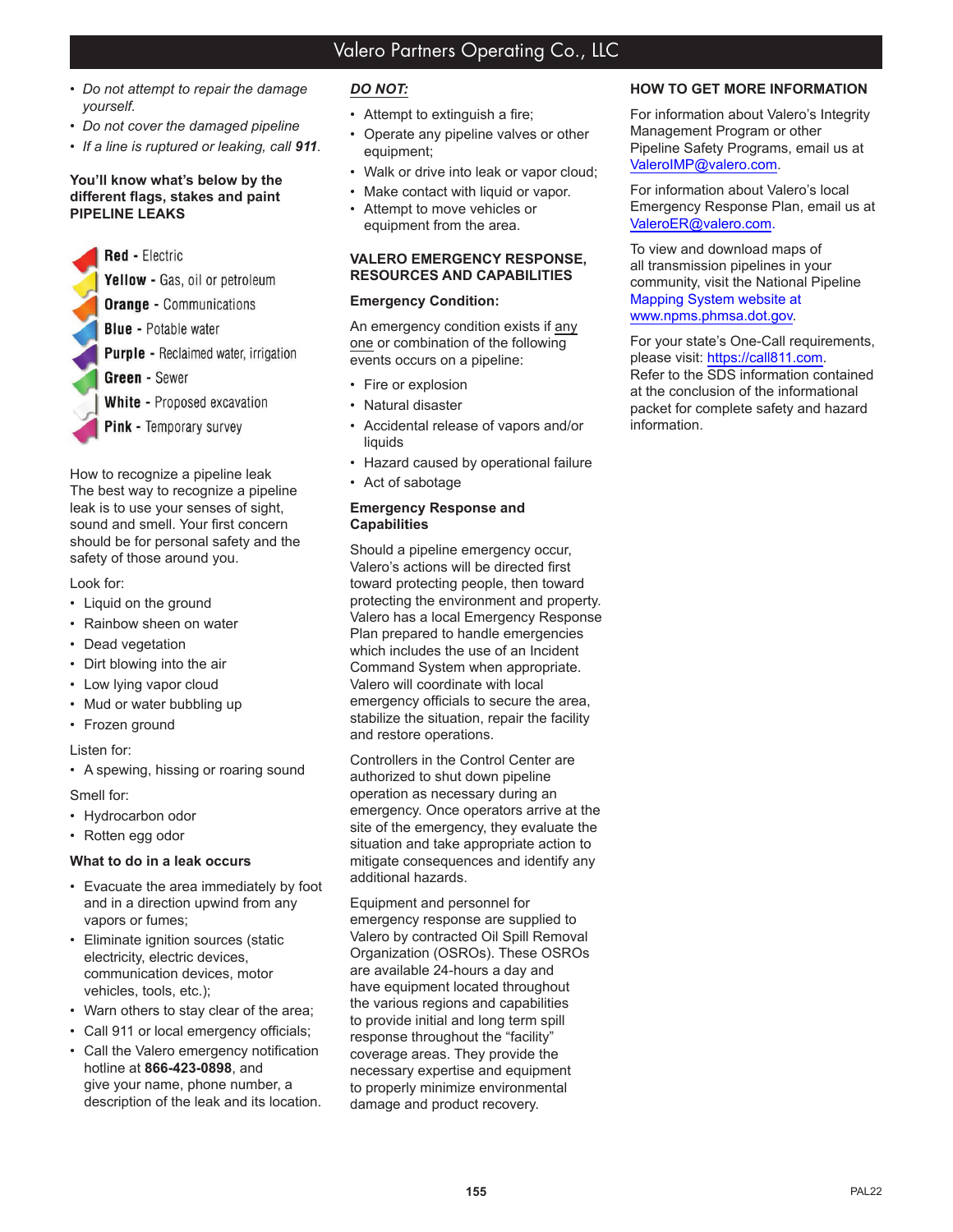- *Do not attempt to repair the damage yourself.*
- *Do not cover the damaged pipeline*
- *If a line is ruptured or leaking, call **911**.*

**You'll know what's below by the different flags, stakes and paint PIPELINE LEAKS**

- **Red -** Electric
- **Yellow -** Gas, oil or petroleum
- **Orange -** Communications
- **Blue -** Potable water
- **Purple -** Reclaimed water, irrigation
- **Green -** Sewer
- **White -** Proposed excavation
- **Pink -** Temporary survey

How to recognize a pipeline leak
The best way to recognize a pipeline leak is to use your senses of sight, sound and smell. Your first concern should be for personal safety and the safety of those around you.

Look for:

- Liquid on the ground
- Rainbow sheen on water
- Dead vegetation
- Dirt blowing into the air
- Low lying vapor cloud
- Mud or water bubbling up
- Frozen ground

Listen for:

- A spewing, hissing or roaring sound

Smell for:

- Hydrocarbon odor
- Rotten egg odor

**What to do in a leak occurs**

- Evacuate the area immediately by foot and in a direction upwind from any vapors or fumes;
- Eliminate ignition sources (static electricity, electric devices, communication devices, motor vehicles, tools, etc.);
- Warn others to stay clear of the area;
- Call 911 or local emergency officials;
- Call the Valero emergency notification hotline at **866-423-0898**, and give your name, phone number, a description of the leak and its location.

***DO NOT:***

- Attempt to extinguish a fire;
- Operate any pipeline valves or other equipment;
- Walk or drive into leak or vapor cloud;
- Make contact with liquid or vapor.
- Attempt to move vehicles or equipment from the area.

**VALERO EMERGENCY RESPONSE, RESOURCES AND CAPABILITIES**

**Emergency Condition:**

An emergency condition exists if any one or combination of the following events occurs on a pipeline:

- Fire or explosion
- Natural disaster
- Accidental release of vapors and/or liquids
- Hazard caused by operational failure
- Act of sabotage

**Emergency Response and Capabilities**

Should a pipeline emergency occur, Valero's actions will be directed first toward protecting people, then toward protecting the environment and property. Valero has a local Emergency Response Plan prepared to handle emergencies which includes the use of an Incident Command System when appropriate. Valero will coordinate with local emergency officials to secure the area, stabilize the situation, repair the facility and restore operations.

Controllers in the Control Center are authorized to shut down pipeline operation as necessary during an emergency. Once operators arrive at the site of the emergency, they evaluate the situation and take appropriate action to mitigate consequences and identify any additional hazards.

Equipment and personnel for emergency response are supplied to Valero by contracted Oil Spill Removal Organization (OSROs). These OSROs are available 24-hours a day and have equipment located throughout the various regions and capabilities to provide initial and long term spill response throughout the "facility" coverage areas. They provide the necessary expertise and equipment to properly minimize environmental damage and product recovery.

**HOW TO GET MORE INFORMATION**

For information about Valero's Integrity Management Program or other Pipeline Safety Programs, email us at ValeroIMP@valero.com.

For information about Valero's local Emergency Response Plan, email us at ValeroER@valero.com.

To view and download maps of all transmission pipelines in your community, visit the National Pipeline Mapping System website at www.npms.phmsa.dot.gov.

For your state's One-Call requirements, please visit: https://call811.com. Refer to the SDS information contained at the conclusion of the informational packet for complete safety and hazard information.